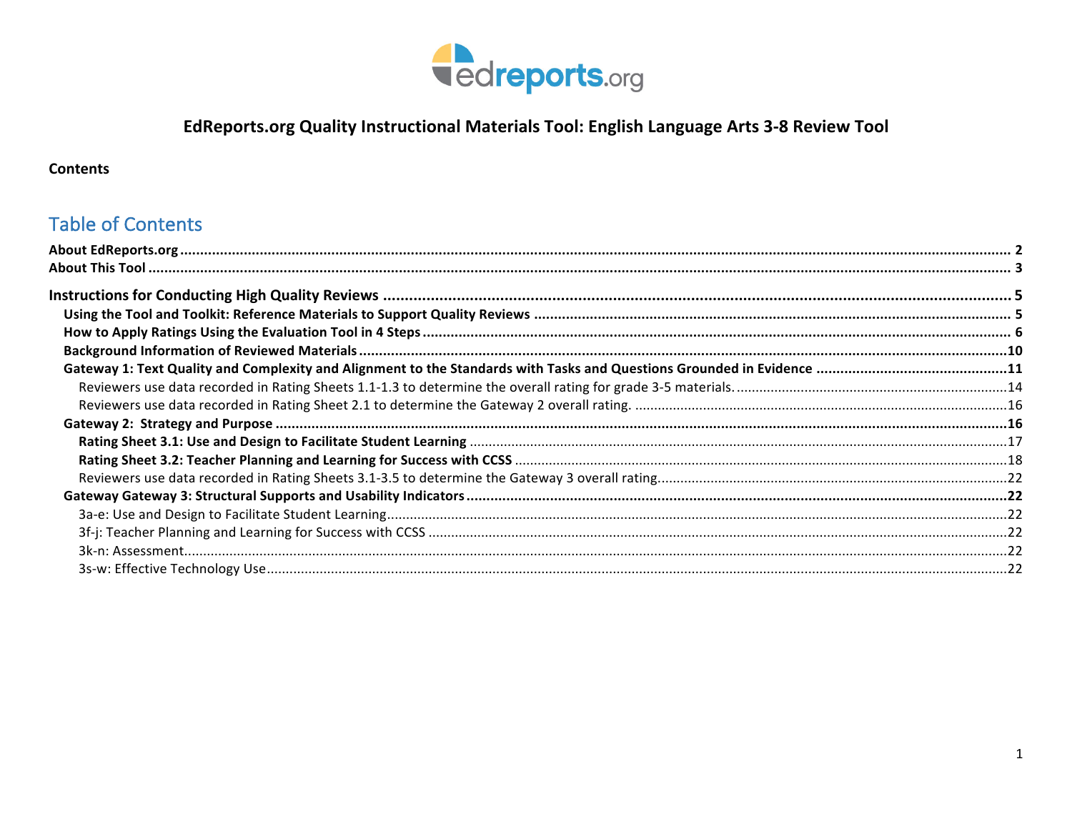# EdReports.org Quality Instructional Materials Tool: English Language Arts 3-8 Review Tool

**Contents**

## Table of Contents

**About EdReports.org** ........................................ 2
**About This Tool** ........................................ 3

**Instructions for Conducting High Quality Reviews** ........................................ 5
- **Using the Tool and Toolkit: Reference Materials to Support Quality Reviews** ........................................ 5
- **How to Apply Ratings Using the Evaluation Tool in 4 Steps** ........................................ 6
- **Background Information of Reviewed Materials** ........................................ 10
- **Gateway 1: Text Quality and Complexity and Alignment to the Standards with Tasks and Questions Grounded in Evidence** ........................................ 11
  - Reviewers use data recorded in Rating Sheets 1.1-1.3 to determine the overall rating for grade 3-5 materials. ........................................ 14
  - Reviewers use data recorded in Rating Sheet 2.1 to determine the Gateway 2 overall rating. ........................................ 16
- **Gateway 2: Strategy and Purpose** ........................................ 16
  - **Rating Sheet 3.1: Use and Design to Facilitate Student Learning** ........................................ 17
  - **Rating Sheet 3.2: Teacher Planning and Learning for Success with CCSS** ........................................ 18
  - Reviewers use data recorded in Rating Sheets 3.1-3.5 to determine the Gateway 3 overall rating. ........................................ 22
- **Gateway Gateway 3: Structural Supports and Usability Indicators** ........................................ 22
  - 3a-e: Use and Design to Facilitate Student Learning ........................................ 22
  - 3f-j: Teacher Planning and Learning for Success with CCSS ........................................ 22
  - 3k-n: Assessment ........................................ 22
  - 3s-w: Effective Technology Use ........................................ 22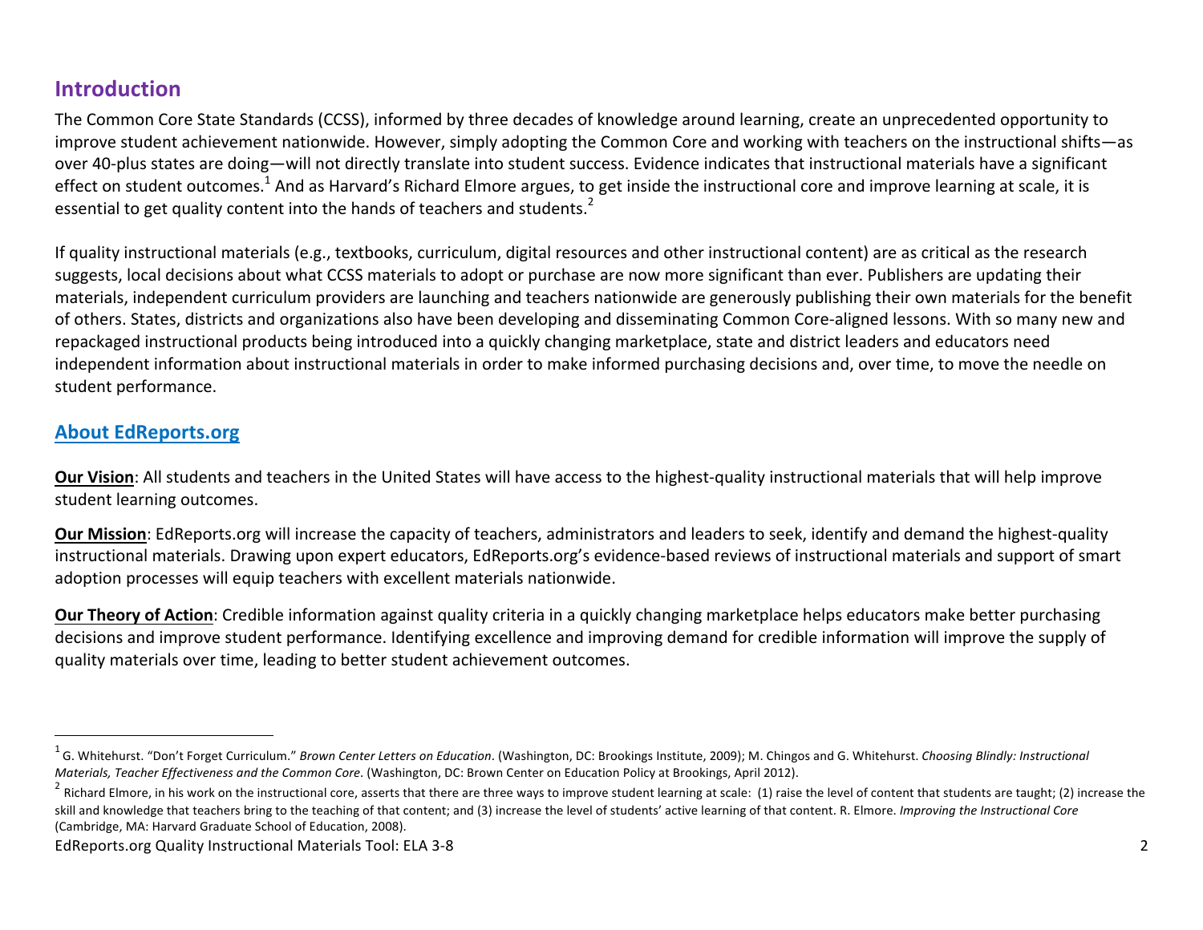## Introduction

The Common Core State Standards (CCSS), informed by three decades of knowledge around learning, create an unprecedented opportunity to improve student achievement nationwide. However, simply adopting the Common Core and working with teachers on the instructional shifts—as over 40-plus states are doing—will not directly translate into student success. Evidence indicates that instructional materials have a significant effect on student outcomes.[1] And as Harvard's Richard Elmore argues, to get inside the instructional core and improve learning at scale, it is essential to get quality content into the hands of teachers and students.[2]

If quality instructional materials (e.g., textbooks, curriculum, digital resources and other instructional content) are as critical as the research suggests, local decisions about what CCSS materials to adopt or purchase are now more significant than ever. Publishers are updating their materials, independent curriculum providers are launching and teachers nationwide are generously publishing their own materials for the benefit of others. States, districts and organizations also have been developing and disseminating Common Core-aligned lessons. With so many new and repackaged instructional products being introduced into a quickly changing marketplace, state and district leaders and educators need independent information about instructional materials in order to make informed purchasing decisions and, over time, to move the needle on student performance.

## About EdReports.org

**Our Vision**: All students and teachers in the United States will have access to the highest-quality instructional materials that will help improve student learning outcomes.

**Our Mission**: EdReports.org will increase the capacity of teachers, administrators and leaders to seek, identify and demand the highest-quality instructional materials. Drawing upon expert educators, EdReports.org's evidence-based reviews of instructional materials and support of smart adoption processes will equip teachers with excellent materials nationwide.

**Our Theory of Action**: Credible information against quality criteria in a quickly changing marketplace helps educators make better purchasing decisions and improve student performance. Identifying excellence and improving demand for credible information will improve the supply of quality materials over time, leading to better student achievement outcomes.

---

[1] G. Whitehurst. "Don't Forget Curriculum." *Brown Center Letters on Education*. (Washington, DC: Brookings Institute, 2009); M. Chingos and G. Whitehurst. *Choosing Blindly: Instructional Materials, Teacher Effectiveness and the Common Core*. (Washington, DC: Brown Center on Education Policy at Brookings, April 2012).

[2] Richard Elmore, in his work on the instructional core, asserts that there are three ways to improve student learning at scale: (1) raise the level of content that students are taught; (2) increase the skill and knowledge that teachers bring to the teaching of that content; and (3) increase the level of students' active learning of that content. R. Elmore. *Improving the Instructional Core* (Cambridge, MA: Harvard Graduate School of Education, 2008).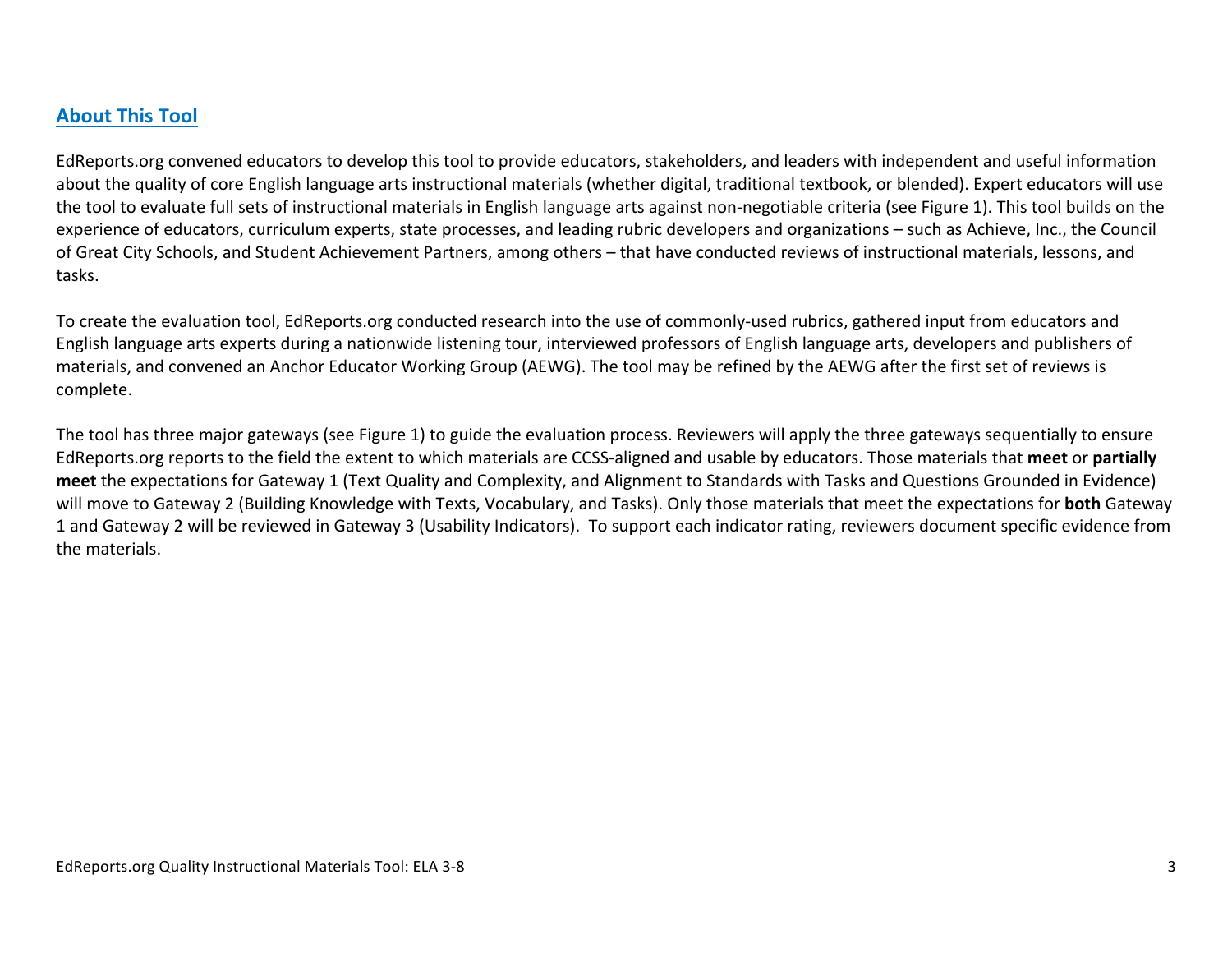## About This Tool

EdReports.org convened educators to develop this tool to provide educators, stakeholders, and leaders with independent and useful information about the quality of core English language arts instructional materials (whether digital, traditional textbook, or blended). Expert educators will use the tool to evaluate full sets of instructional materials in English language arts against non-negotiable criteria (see Figure 1). This tool builds on the experience of educators, curriculum experts, state processes, and leading rubric developers and organizations – such as Achieve, Inc., the Council of Great City Schools, and Student Achievement Partners, among others – that have conducted reviews of instructional materials, lessons, and tasks.

To create the evaluation tool, EdReports.org conducted research into the use of commonly-used rubrics, gathered input from educators and English language arts experts during a nationwide listening tour, interviewed professors of English language arts, developers and publishers of materials, and convened an Anchor Educator Working Group (AEWG). The tool may be refined by the AEWG after the first set of reviews is complete.

The tool has three major gateways (see Figure 1) to guide the evaluation process. Reviewers will apply the three gateways sequentially to ensure EdReports.org reports to the field the extent to which materials are CCSS-aligned and usable by educators. Those materials that **meet** or **partially meet** the expectations for Gateway 1 (Text Quality and Complexity, and Alignment to Standards with Tasks and Questions Grounded in Evidence) will move to Gateway 2 (Building Knowledge with Texts, Vocabulary, and Tasks). Only those materials that meet the expectations for **both** Gateway 1 and Gateway 2 will be reviewed in Gateway 3 (Usability Indicators). To support each indicator rating, reviewers document specific evidence from the materials.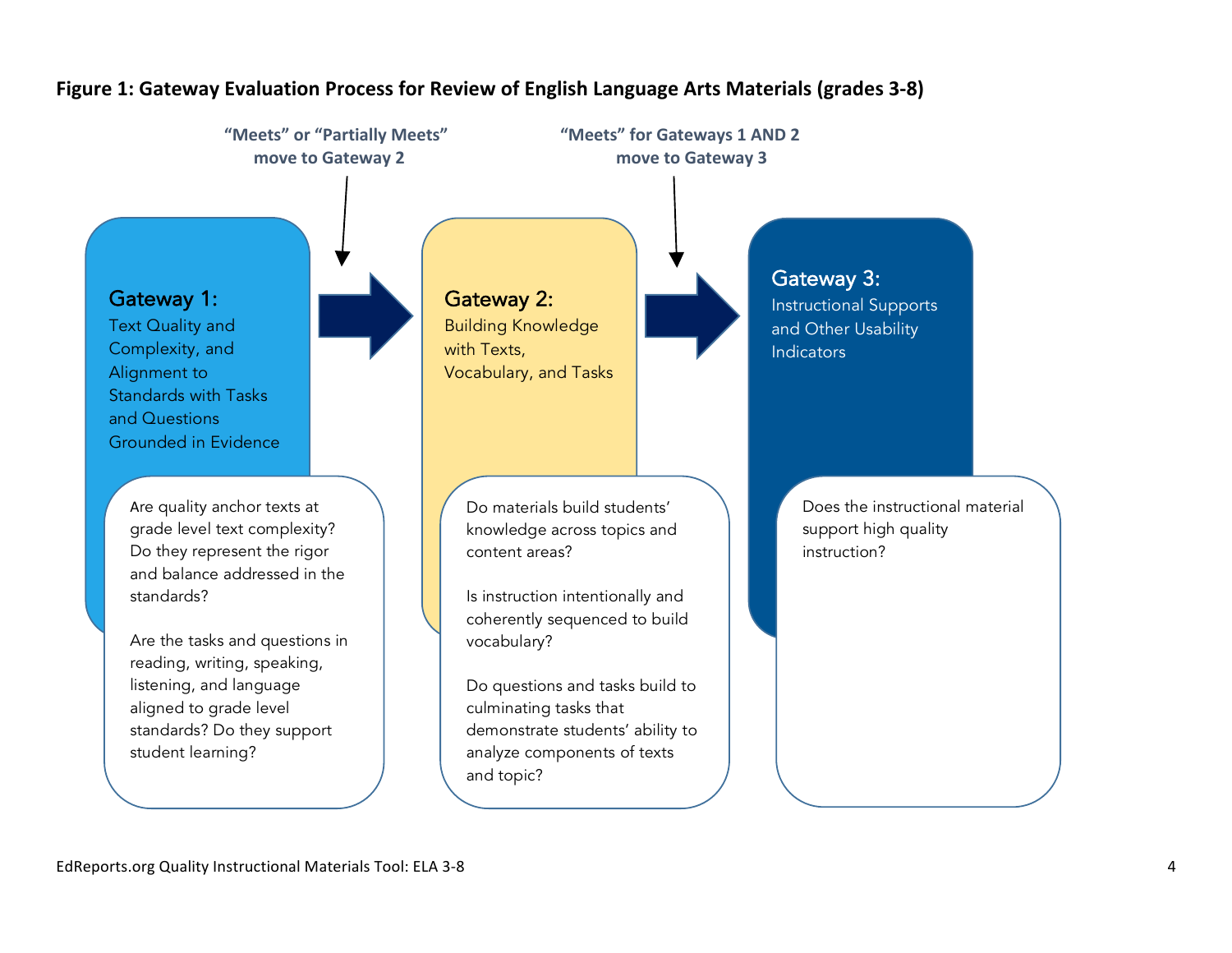**Figure 1: Gateway Evaluation Process for Review of English Language Arts Materials (grades 3-8)**

**"Meets" or "Partially Meets" move to Gateway 2**

**"Meets" for Gateways 1 AND 2 move to Gateway 3**

### Gateway 1:
Text Quality and Complexity, and Alignment to Standards with Tasks and Questions Grounded in Evidence

Are quality anchor texts at grade level text complexity? Do they represent the rigor and balance addressed in the standards?

Are the tasks and questions in reading, writing, speaking, listening, and language aligned to grade level standards? Do they support student learning?

### Gateway 2:
Building Knowledge with Texts, Vocabulary, and Tasks

Do materials build students' knowledge across topics and content areas?

Is instruction intentionally and coherently sequenced to build vocabulary?

Do questions and tasks build to culminating tasks that demonstrate students' ability to analyze components of texts and topic?

### Gateway 3:
Instructional Supports and Other Usability Indicators

Does the instructional material support high quality instruction?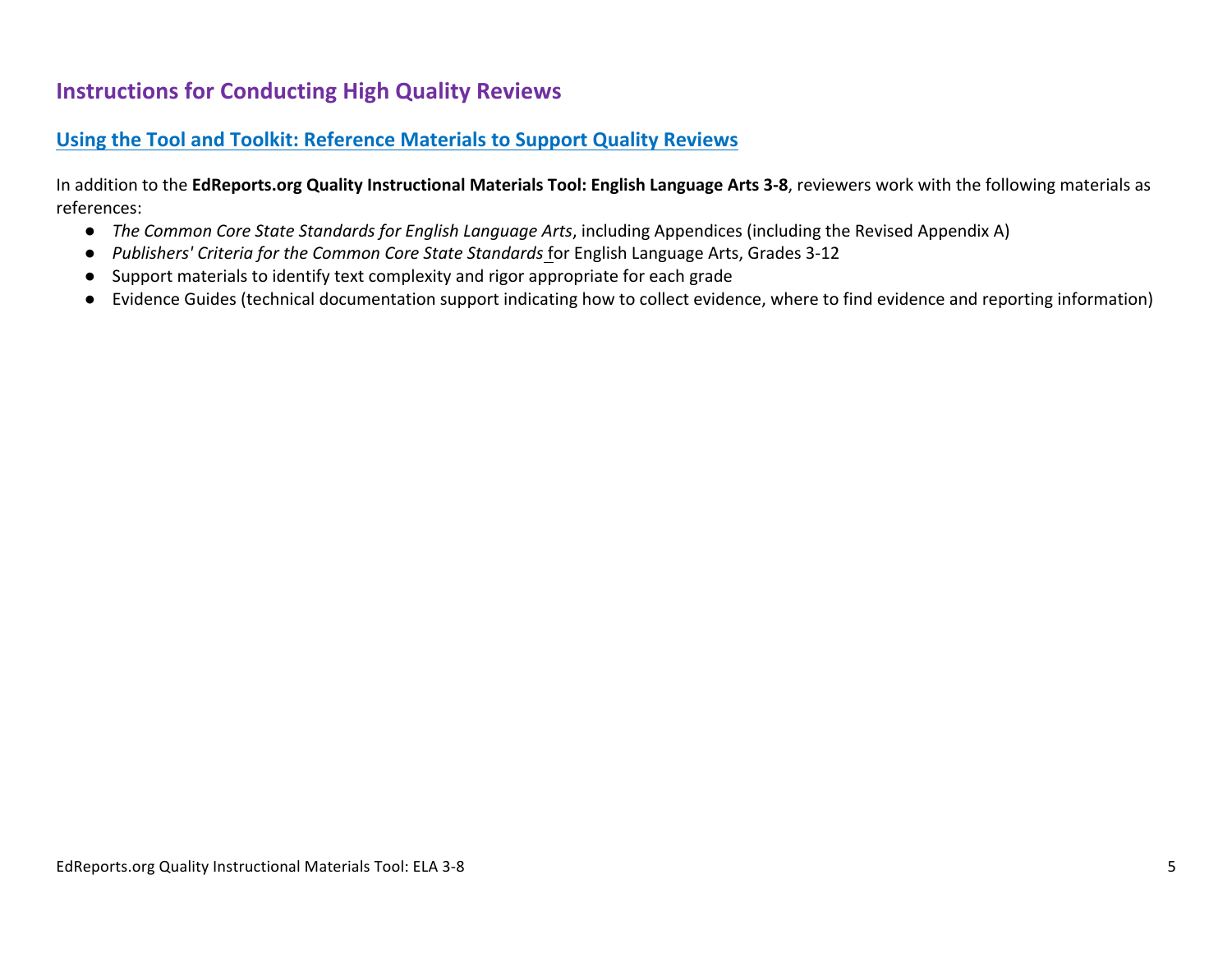## Instructions for Conducting High Quality Reviews

### Using the Tool and Toolkit: Reference Materials to Support Quality Reviews

In addition to the **EdReports.org Quality Instructional Materials Tool: English Language Arts 3-8**, reviewers work with the following materials as references:

- *The Common Core State Standards for English Language Arts*, including Appendices (including the Revised Appendix A)
- *Publishers' Criteria for the Common Core State Standards* for English Language Arts, Grades 3-12
- Support materials to identify text complexity and rigor appropriate for each grade
- Evidence Guides (technical documentation support indicating how to collect evidence, where to find evidence and reporting information)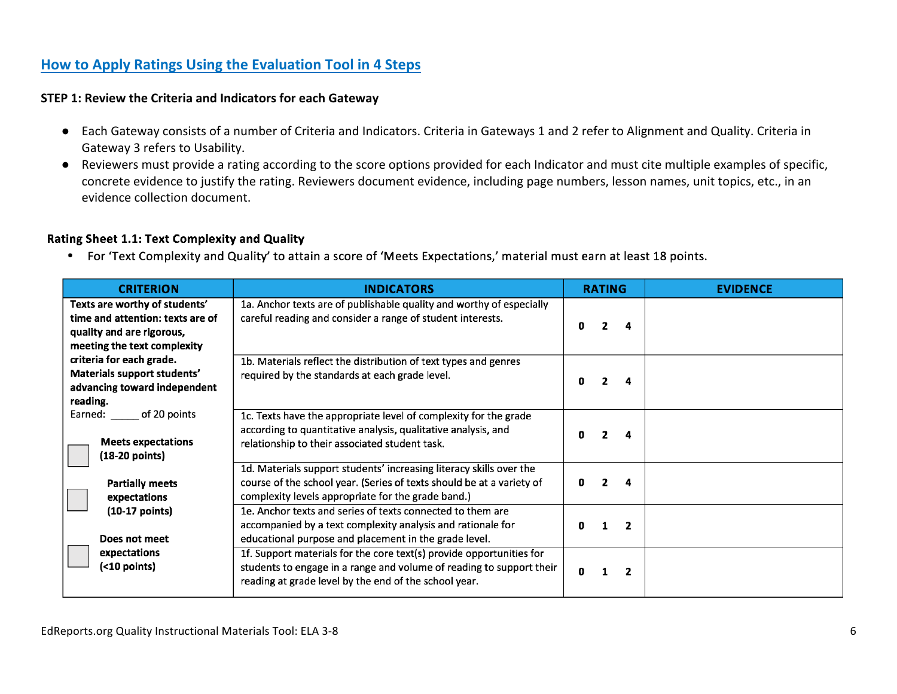## How to Apply Ratings Using the Evaluation Tool in 4 Steps

**STEP 1: Review the Criteria and Indicators for each Gateway**

- Each Gateway consists of a number of Criteria and Indicators. Criteria in Gateways 1 and 2 refer to Alignment and Quality. Criteria in Gateway 3 refers to Usability.
- Reviewers must provide a rating according to the score options provided for each Indicator and must cite multiple examples of specific, concrete evidence to justify the rating. Reviewers document evidence, including page numbers, lesson names, unit topics, etc., in an evidence collection document.

**Rating Sheet 1.1: Text Complexity and Quality**

- For 'Text Complexity and Quality' to attain a score of 'Meets Expectations,' material must earn at least 18 points.

| CRITERION | INDICATORS | RATING | EVIDENCE |
|---|---|---|---|
| **Texts are worthy of students' time and attention: texts are of quality and are rigorous, meeting the text complexity criteria for each grade. Materials support students' advancing toward independent reading.**<br>Earned: _____ of 20 points<br>☐ **Meets expectations (18-20 points)**<br>☐ **Partially meets expectations (10-17 points)**<br>☐ **Does not meet expectations (<10 points)** | 1a. Anchor texts are of publishable quality and worthy of especially careful reading and consider a range of student interests. | **0 2 4** | |
| | 1b. Materials reflect the distribution of text types and genres required by the standards at each grade level. | **0 2 4** | |
| | 1c. Texts have the appropriate level of complexity for the grade according to quantitative analysis, qualitative analysis, and relationship to their associated student task. | **0 2 4** | |
| | 1d. Materials support students' increasing literacy skills over the course of the school year. (Series of texts should be at a variety of complexity levels appropriate for the grade band.) | **0 2 4** | |
| | 1e. Anchor texts and series of texts connected to them are accompanied by a text complexity analysis and rationale for educational purpose and placement in the grade level. | **0 1 2** | |
| | 1f. Support materials for the core text(s) provide opportunities for students to engage in a range and volume of reading to support their reading at grade level by the end of the school year. | **0 1 2** | |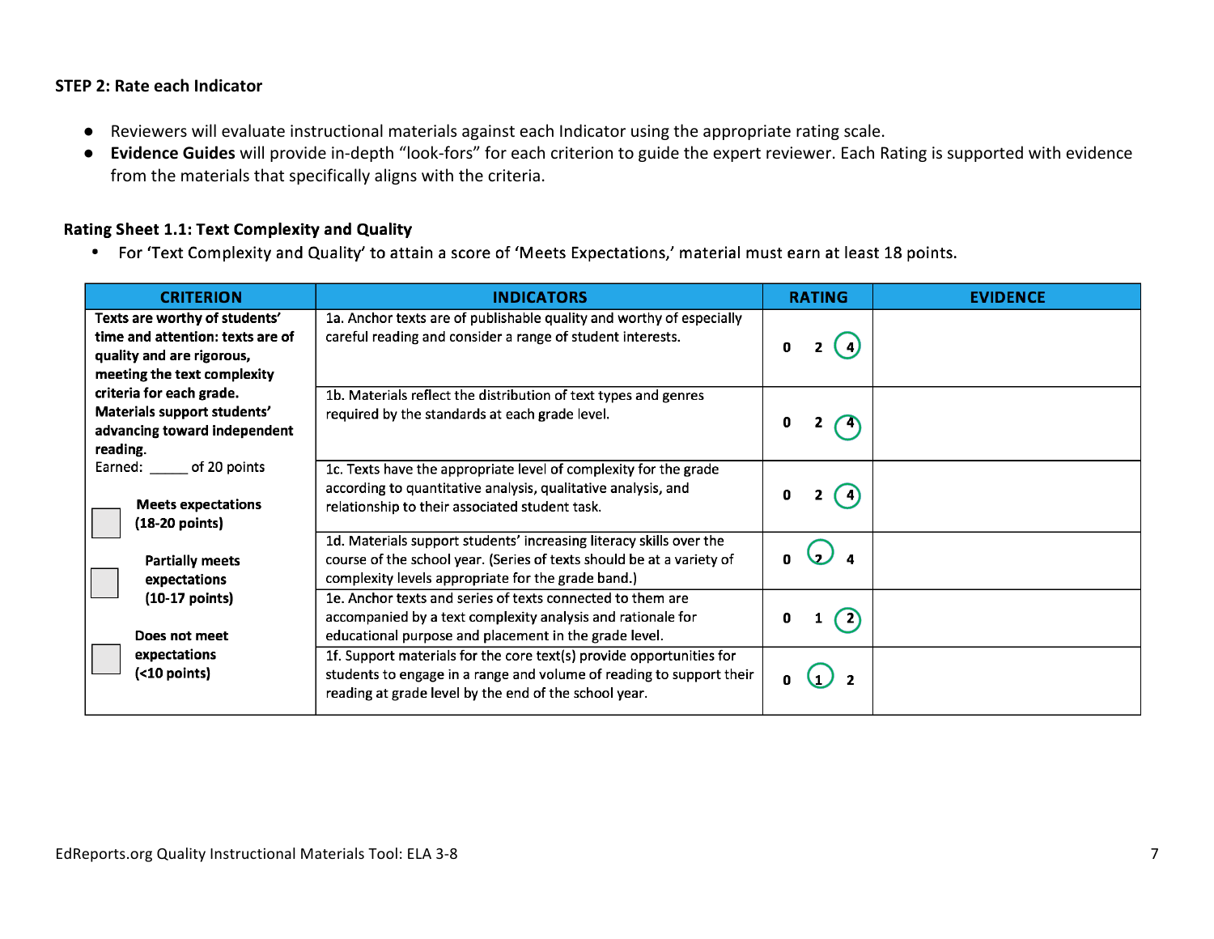**STEP 2: Rate each Indicator**

- Reviewers will evaluate instructional materials against each Indicator using the appropriate rating scale.
- **Evidence Guides** will provide in-depth "look-fors" for each criterion to guide the expert reviewer. Each Rating is supported with evidence from the materials that specifically aligns with the criteria.

**Rating Sheet 1.1: Text Complexity and Quality**

- For 'Text Complexity and Quality' to attain a score of 'Meets Expectations,' material must earn at least 18 points.

| CRITERION | INDICATORS | RATING | EVIDENCE |
|---|---|---|---|
| **Texts are worthy of students' time and attention: texts are of quality and are rigorous, meeting the text complexity criteria for each grade. Materials support students' advancing toward independent reading.**<br>Earned: _____ of 20 points<br>☐ **Meets expectations (18-20 points)**<br>☐ **Partially meets expectations (10-17 points)**<br>☐ **Does not meet expectations (<10 points)** | 1a. Anchor texts are of publishable quality and worthy of especially careful reading and consider a range of student interests. | 0 2 (4) | |
| | 1b. Materials reflect the distribution of text types and genres required by the standards at each grade level. | 0 2 (4) | |
| | 1c. Texts have the appropriate level of complexity for the grade according to quantitative analysis, qualitative analysis, and relationship to their associated student task. | 0 2 (4) | |
| | 1d. Materials support students' increasing literacy skills over the course of the school year. (Series of texts should be at a variety of complexity levels appropriate for the grade band.) | 0 (2) 4 | |
| | 1e. Anchor texts and series of texts connected to them are accompanied by a text complexity analysis and rationale for educational purpose and placement in the grade level. | 0 1 (2) | |
| | 1f. Support materials for the core text(s) provide opportunities for students to engage in a range and volume of reading to support their reading at grade level by the end of the school year. | 0 (1) 2 | |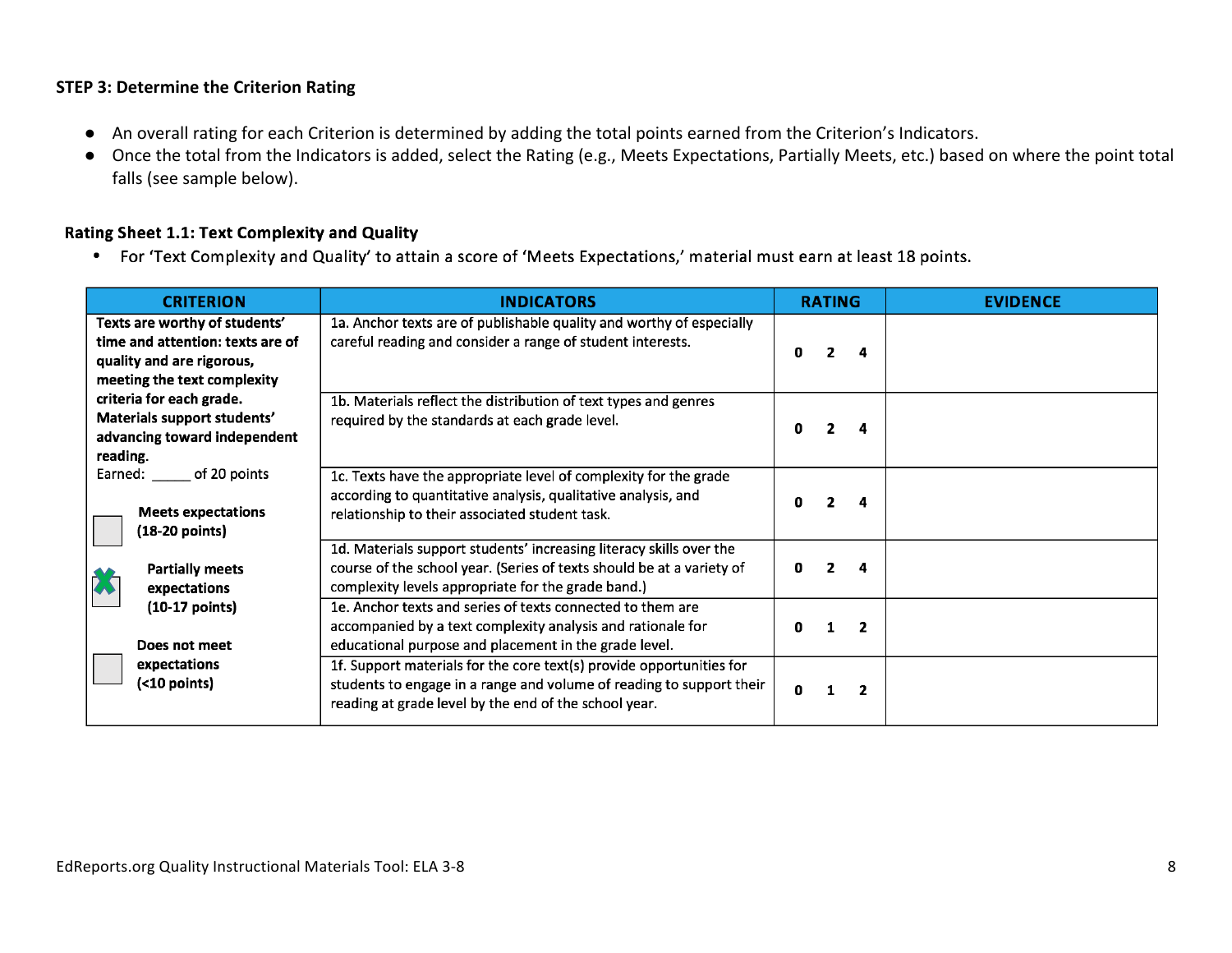**STEP 3: Determine the Criterion Rating**

- An overall rating for each Criterion is determined by adding the total points earned from the Criterion's Indicators.
- Once the total from the Indicators is added, select the Rating (e.g., Meets Expectations, Partially Meets, etc.) based on where the point total falls (see sample below).

**Rating Sheet 1.1: Text Complexity and Quality**

- For 'Text Complexity and Quality' to attain a score of 'Meets Expectations,' material must earn at least 18 points.

| CRITERION | INDICATORS | RATING | EVIDENCE |
|---|---|---|---|
| **Texts are worthy of students' time and attention: texts are of quality and are rigorous, meeting the text complexity criteria for each grade. Materials support students' advancing toward independent reading.** Earned: _____ of 20 points<br><br>☐ **Meets expectations (18-20 points)**<br><br>☒ **Partially meets expectations (10-17 points)**<br><br>☐ **Does not meet expectations (<10 points)** | 1a. Anchor texts are of publishable quality and worthy of especially careful reading and consider a range of student interests. | **0 2 4** | |
| | 1b. Materials reflect the distribution of text types and genres required by the standards at each grade level. | **0 2 4** | |
| | 1c. Texts have the appropriate level of complexity for the grade according to quantitative analysis, qualitative analysis, and relationship to their associated student task. | **0 2 4** | |
| | 1d. Materials support students' increasing literacy skills over the course of the school year. (Series of texts should be at a variety of complexity levels appropriate for the grade band.) | **0 2 4** | |
| | 1e. Anchor texts and series of texts connected to them are accompanied by a text complexity analysis and rationale for educational purpose and placement in the grade level. | **0 1 2** | |
| | 1f. Support materials for the core text(s) provide opportunities for students to engage in a range and volume of reading to support their reading at grade level by the end of the school year. | **0 1 2** | |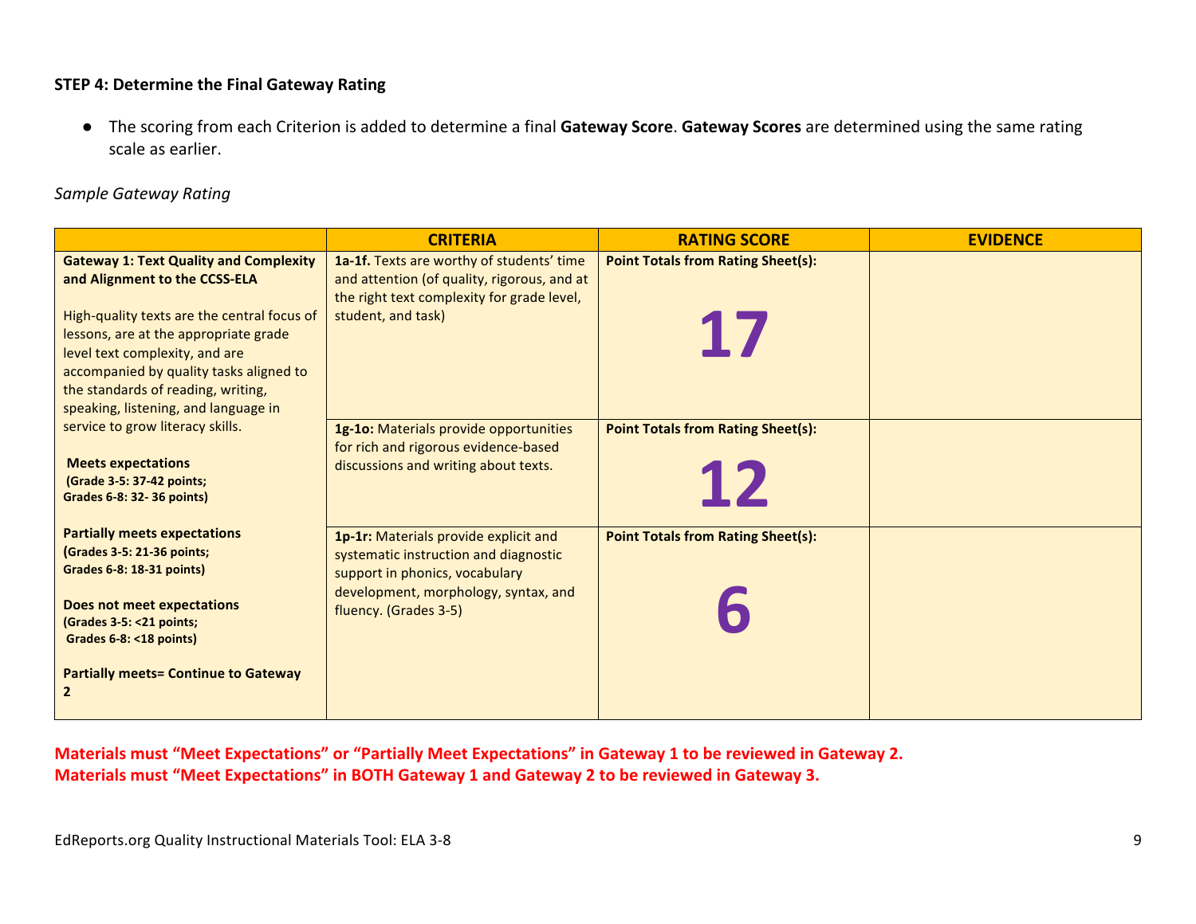**STEP 4: Determine the Final Gateway Rating**

- The scoring from each Criterion is added to determine a final **Gateway Score**. **Gateway Scores** are determined using the same rating scale as earlier.

*Sample Gateway Rating*

| | CRITERIA | RATING SCORE | EVIDENCE |
|---|---|---|---|
| **Gateway 1: Text Quality and Complexity and Alignment to the CCSS-ELA**<br><br>High-quality texts are the central focus of lessons, are at the appropriate grade level text complexity, and are accompanied by quality tasks aligned to the standards of reading, writing, speaking, listening, and language in service to grow literacy skills.<br><br>**Meets expectations**<br>**(Grade 3-5: 37-42 points; Grades 6-8: 32- 36 points)**<br><br>**Partially meets expectations**<br>**(Grades 3-5: 21-36 points; Grades 6-8: 18-31 points)**<br><br>**Does not meet expectations**<br>**(Grades 3-5: <21 points; Grades 6-8: <18 points)**<br><br>**Partially meets= Continue to Gateway 2** | **1a-1f.** Texts are worthy of students' time and attention (of quality, rigorous, and at the right text complexity for grade level, student, and task) | **Point Totals from Rating Sheet(s):**<br><br>**17** | |
| | **1g-1o:** Materials provide opportunities for rich and rigorous evidence-based discussions and writing about texts. | **Point Totals from Rating Sheet(s):**<br><br>**12** | |
| | **1p-1r:** Materials provide explicit and systematic instruction and diagnostic support in phonics, vocabulary development, morphology, syntax, and fluency. (Grades 3-5) | **Point Totals from Rating Sheet(s):**<br><br>**6** | |

**Materials must "Meet Expectations" or "Partially Meet Expectations" in Gateway 1 to be reviewed in Gateway 2.**
**Materials must "Meet Expectations" in BOTH Gateway 1 and Gateway 2 to be reviewed in Gateway 3.**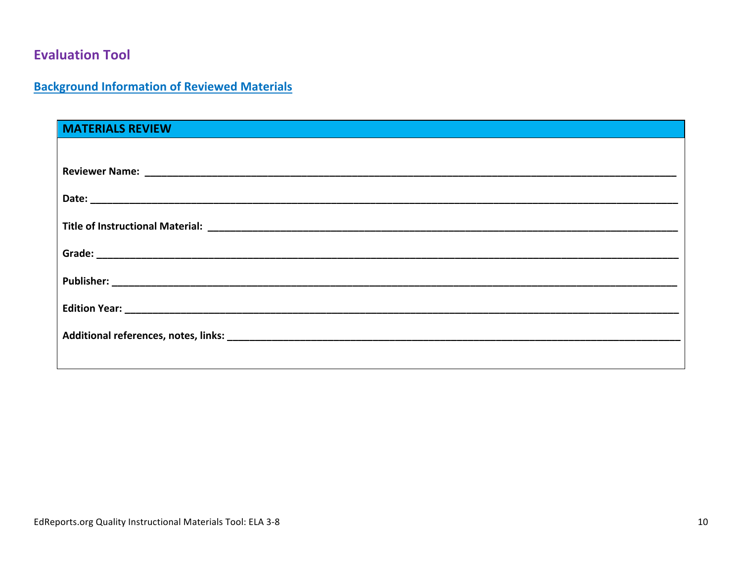## Evaluation Tool

### Background Information of Reviewed Materials

| MATERIALS REVIEW |
|---|
| **Reviewer Name:** ______________________________ |
| **Date:** ______________________________ |
| **Title of Instructional Material:** ______________________________ |
| **Grade:** ______________________________ |
| **Publisher:** ______________________________ |
| **Edition Year:** ______________________________ |
| **Additional references, notes, links:** ______________________________ |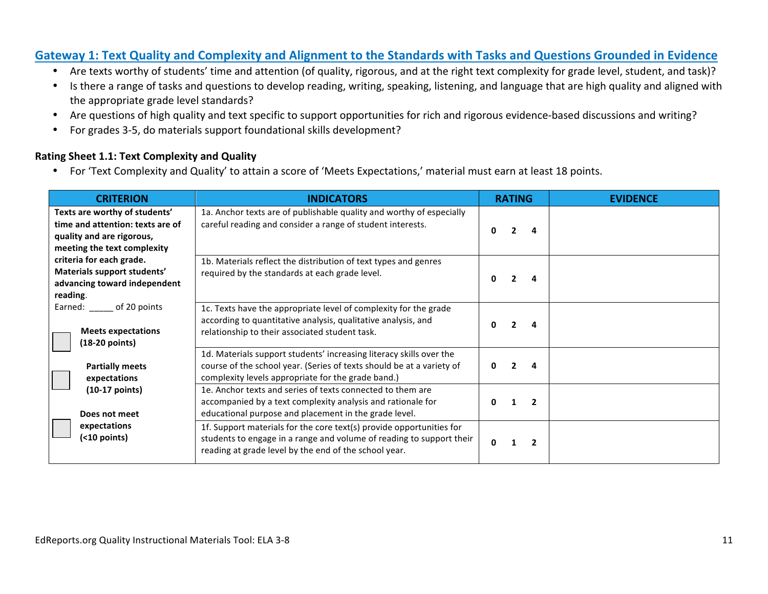## Gateway 1: Text Quality and Complexity and Alignment to the Standards with Tasks and Questions Grounded in Evidence

- Are texts worthy of students' time and attention (of quality, rigorous, and at the right text complexity for grade level, student, and task)?
- Is there a range of tasks and questions to develop reading, writing, speaking, listening, and language that are high quality and aligned with the appropriate grade level standards?
- Are questions of high quality and text specific to support opportunities for rich and rigorous evidence-based discussions and writing?
- For grades 3-5, do materials support foundational skills development?

**Rating Sheet 1.1: Text Complexity and Quality**

- For 'Text Complexity and Quality' to attain a score of 'Meets Expectations,' material must earn at least 18 points.

| CRITERION | INDICATORS | RATING | EVIDENCE |
|---|---|---|---|
| **Texts are worthy of students' time and attention: texts are of quality and are rigorous, meeting the text complexity criteria for each grade. Materials support students' advancing toward independent reading.** Earned: _____ of 20 points ☐ **Meets expectations (18-20 points)** ☐ **Partially meets expectations (10-17 points)** ☐ **Does not meet expectations (<10 points)** | 1a. Anchor texts are of publishable quality and worthy of especially careful reading and consider a range of student interests. | **0 2 4** | |
| | 1b. Materials reflect the distribution of text types and genres required by the standards at each grade level. | **0 2 4** | |
| | 1c. Texts have the appropriate level of complexity for the grade according to quantitative analysis, qualitative analysis, and relationship to their associated student task. | **0 2 4** | |
| | 1d. Materials support students' increasing literacy skills over the course of the school year. (Series of texts should be at a variety of complexity levels appropriate for the grade band.) | **0 2 4** | |
| | 1e. Anchor texts and series of texts connected to them are accompanied by a text complexity analysis and rationale for educational purpose and placement in the grade level. | **0 1 2** | |
| | 1f. Support materials for the core text(s) provide opportunities for students to engage in a range and volume of reading to support their reading at grade level by the end of the school year. | **0 1 2** | |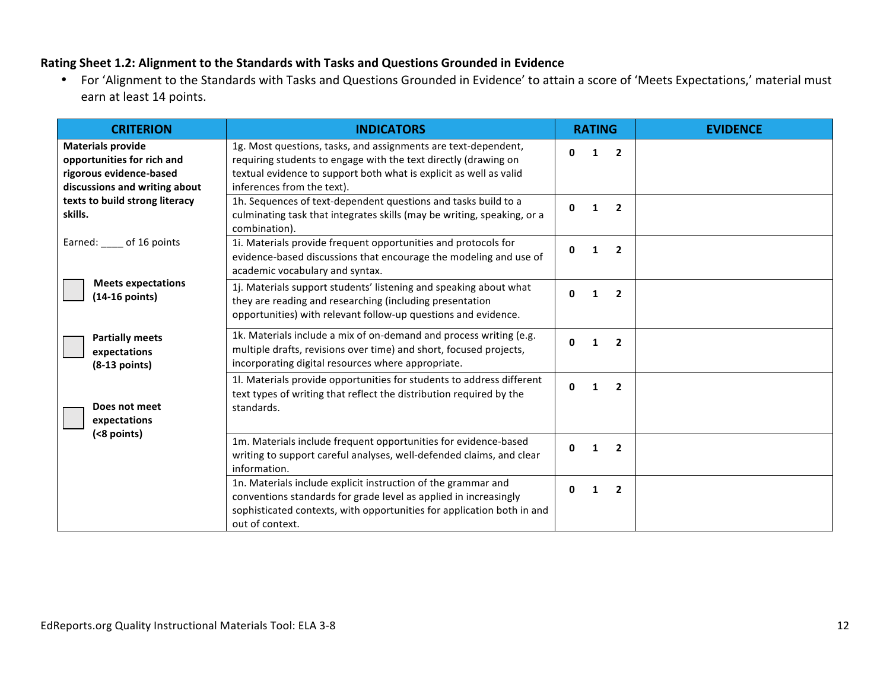**Rating Sheet 1.2: Alignment to the Standards with Tasks and Questions Grounded in Evidence**

- For 'Alignment to the Standards with Tasks and Questions Grounded in Evidence' to attain a score of 'Meets Expectations,' material must earn at least 14 points.

| CRITERION | INDICATORS | RATING | EVIDENCE |
|---|---|---|---|
| **Materials provide opportunities for rich and rigorous evidence-based discussions and writing about texts to build strong literacy skills.**<br><br>Earned: ____ of 16 points<br><br>☐ **Meets expectations (14-16 points)**<br><br>☐ **Partially meets expectations (8-13 points)**<br><br>☐ **Does not meet expectations (<8 points)** | 1g. Most questions, tasks, and assignments are text-dependent, requiring students to engage with the text directly (drawing on textual evidence to support both what is explicit as well as valid inferences from the text). | **0 1 2** | |
| | 1h. Sequences of text-dependent questions and tasks build to a culminating task that integrates skills (may be writing, speaking, or a combination). | **0 1 2** | |
| | 1i. Materials provide frequent opportunities and protocols for evidence-based discussions that encourage the modeling and use of academic vocabulary and syntax. | **0 1 2** | |
| | 1j. Materials support students' listening and speaking about what they are reading and researching (including presentation opportunities) with relevant follow-up questions and evidence. | **0 1 2** | |
| | 1k. Materials include a mix of on-demand and process writing (e.g. multiple drafts, revisions over time) and short, focused projects, incorporating digital resources where appropriate. | **0 1 2** | |
| | 1l. Materials provide opportunities for students to address different text types of writing that reflect the distribution required by the standards. | **0 1 2** | |
| | 1m. Materials include frequent opportunities for evidence-based writing to support careful analyses, well-defended claims, and clear information. | **0 1 2** | |
| | 1n. Materials include explicit instruction of the grammar and conventions standards for grade level as applied in increasingly sophisticated contexts, with opportunities for application both in and out of context. | **0 1 2** | |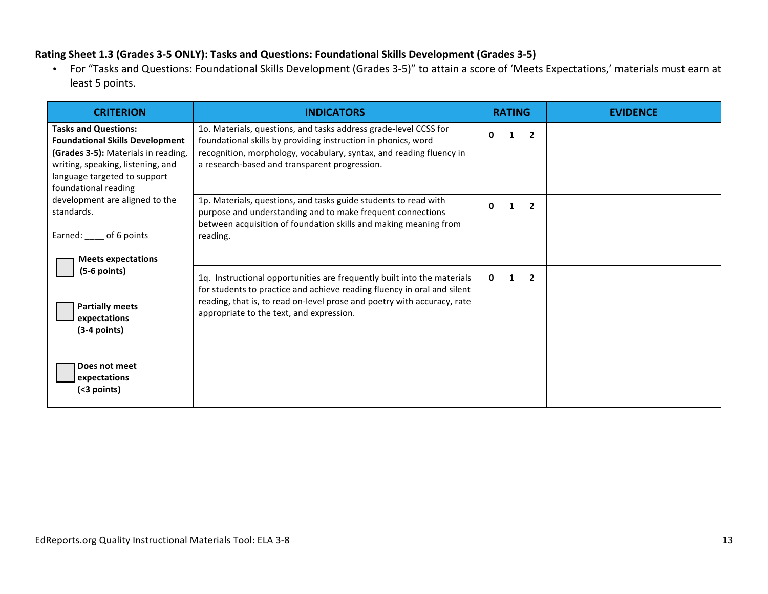### Rating Sheet 1.3 (Grades 3-5 ONLY): Tasks and Questions: Foundational Skills Development (Grades 3-5)

- For "Tasks and Questions: Foundational Skills Development (Grades 3-5)" to attain a score of 'Meets Expectations,' materials must earn at least 5 points.

| CRITERION | INDICATORS | RATING | EVIDENCE |
|---|---|---|---|
| **Tasks and Questions: Foundational Skills Development (Grades 3-5):** Materials in reading, writing, speaking, listening, and language targeted to support foundational reading development are aligned to the standards.<br><br>Earned: ____ of 6 points<br><br>☐ **Meets expectations (5-6 points)**<br><br>☐ **Partially meets expectations (3-4 points)**<br><br>☐ **Does not meet expectations (<3 points)** | 1o. Materials, questions, and tasks address grade-level CCSS for foundational skills by providing instruction in phonics, word recognition, morphology, vocabulary, syntax, and reading fluency in a research-based and transparent progression. | **0 1 2** | |
| | 1p. Materials, questions, and tasks guide students to read with purpose and understanding and to make frequent connections between acquisition of foundation skills and making meaning from reading. | **0 1 2** | |
| | 1q. Instructional opportunities are frequently built into the materials for students to practice and achieve reading fluency in oral and silent reading, that is, to read on-level prose and poetry with accuracy, rate appropriate to the text, and expression. | **0 1 2** | |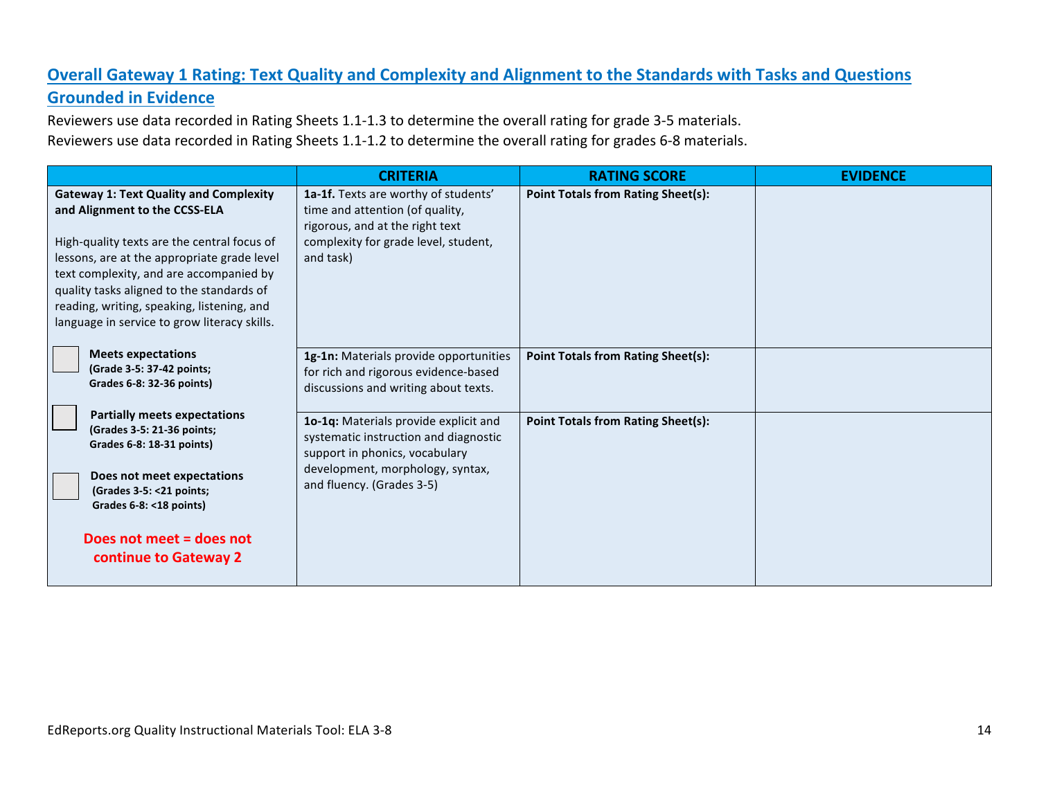## Overall Gateway 1 Rating: Text Quality and Complexity and Alignment to the Standards with Tasks and Questions Grounded in Evidence

Reviewers use data recorded in Rating Sheets 1.1-1.3 to determine the overall rating for grade 3-5 materials.
Reviewers use data recorded in Rating Sheets 1.1-1.2 to determine the overall rating for grades 6-8 materials.

| | CRITERIA | RATING SCORE | EVIDENCE |
|---|---|---|---|
| **Gateway 1: Text Quality and Complexity and Alignment to the CCSS-ELA**<br><br>High-quality texts are the central focus of lessons, are at the appropriate grade level text complexity, and are accompanied by quality tasks aligned to the standards of reading, writing, speaking, listening, and language in service to grow literacy skills.<br><br>☐ **Meets expectations** **(Grade 3-5: 37-42 points; Grades 6-8: 32-36 points)**<br><br>☐ **Partially meets expectations** **(Grades 3-5: 21-36 points; Grades 6-8: 18-31 points)**<br><br>☐ **Does not meet expectations** **(Grades 3-5: <21 points; Grades 6-8: <18 points)**<br><br>**Does not meet = does not continue to Gateway 2** | **1a-1f.** Texts are worthy of students' time and attention (of quality, rigorous, and at the right text complexity for grade level, student, and task) | **Point Totals from Rating Sheet(s):** | |
| | **1g-1n:** Materials provide opportunities for rich and rigorous evidence-based discussions and writing about texts. | **Point Totals from Rating Sheet(s):** | |
| | **1o-1q:** Materials provide explicit and systematic instruction and diagnostic support in phonics, vocabulary development, morphology, syntax, and fluency. (Grades 3-5) | **Point Totals from Rating Sheet(s):** | |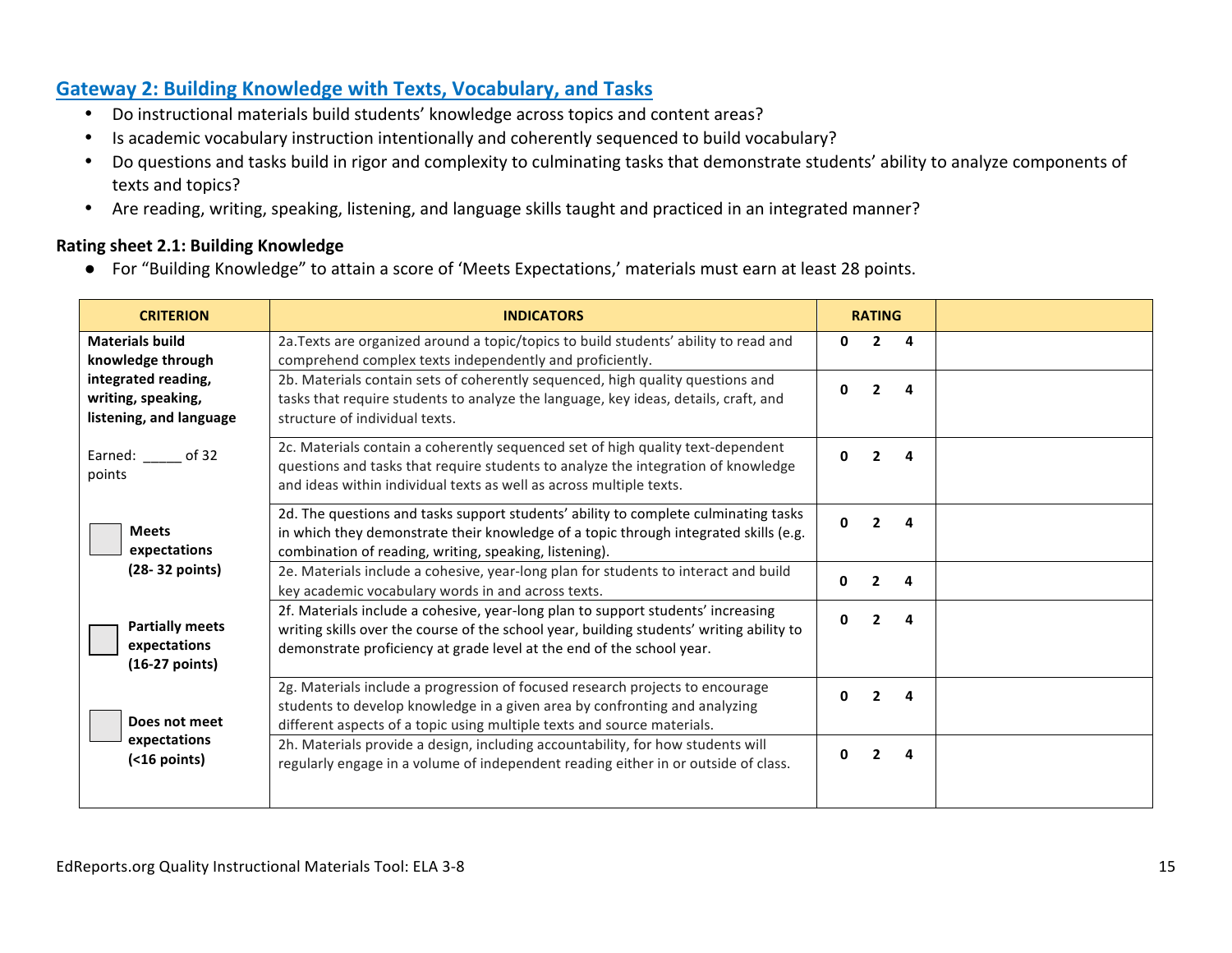## Gateway 2: Building Knowledge with Texts, Vocabulary, and Tasks

- Do instructional materials build students' knowledge across topics and content areas?
- Is academic vocabulary instruction intentionally and coherently sequenced to build vocabulary?
- Do questions and tasks build in rigor and complexity to culminating tasks that demonstrate students' ability to analyze components of texts and topics?
- Are reading, writing, speaking, listening, and language skills taught and practiced in an integrated manner?

**Rating sheet 2.1: Building Knowledge**

- For "Building Knowledge" to attain a score of 'Meets Expectations,' materials must earn at least 28 points.

| CRITERION | INDICATORS | RATING | |
|---|---|---|---|
| **Materials build knowledge through integrated reading, writing, speaking, listening, and language**<br><br>Earned: _____ of 32 points<br><br>☐ **Meets expectations (28- 32 points)**<br><br>☐ **Partially meets expectations (16-27 points)**<br><br>☐ **Does not meet expectations (<16 points)** | 2a.Texts are organized around a topic/topics to build students' ability to read and comprehend complex texts independently and proficiently. | **0 2 4** | |
| | 2b. Materials contain sets of coherently sequenced, high quality questions and tasks that require students to analyze the language, key ideas, details, craft, and structure of individual texts. | **0 2 4** | |
| | 2c. Materials contain a coherently sequenced set of high quality text-dependent questions and tasks that require students to analyze the integration of knowledge and ideas within individual texts as well as across multiple texts. | **0 2 4** | |
| | 2d. The questions and tasks support students' ability to complete culminating tasks in which they demonstrate their knowledge of a topic through integrated skills (e.g. combination of reading, writing, speaking, listening). | **0 2 4** | |
| | 2e. Materials include a cohesive, year-long plan for students to interact and build key academic vocabulary words in and across texts. | **0 2 4** | |
| | 2f. Materials include a cohesive, year-long plan to support students' increasing writing skills over the course of the school year, building students' writing ability to demonstrate proficiency at grade level at the end of the school year. | **0 2 4** | |
| | 2g. Materials include a progression of focused research projects to encourage students to develop knowledge in a given area by confronting and analyzing different aspects of a topic using multiple texts and source materials. | **0 2 4** | |
| | 2h. Materials provide a design, including accountability, for how students will regularly engage in a volume of independent reading either in or outside of class. | **0 2 4** | |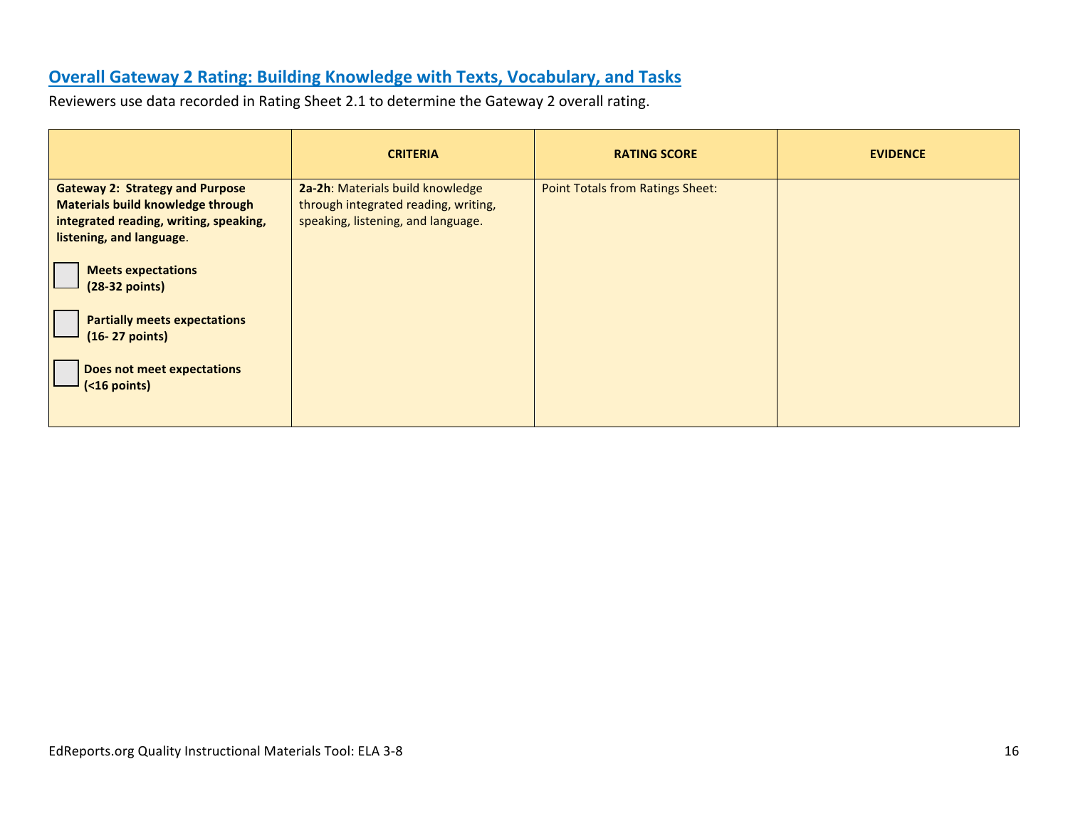## Overall Gateway 2 Rating: Building Knowledge with Texts, Vocabulary, and Tasks

Reviewers use data recorded in Rating Sheet 2.1 to determine the Gateway 2 overall rating.

| | CRITERIA | RATING SCORE | EVIDENCE |
|---|---|---|---|
| **Gateway 2: Strategy and Purpose Materials build knowledge through integrated reading, writing, speaking, listening, and language**.<br><br>☐ **Meets expectations (28-32 points)**<br><br>☐ **Partially meets expectations (16- 27 points)**<br><br>☐ **Does not meet expectations (<16 points)** | **2a-2h**: Materials build knowledge through integrated reading, writing, speaking, listening, and language. | Point Totals from Ratings Sheet: | |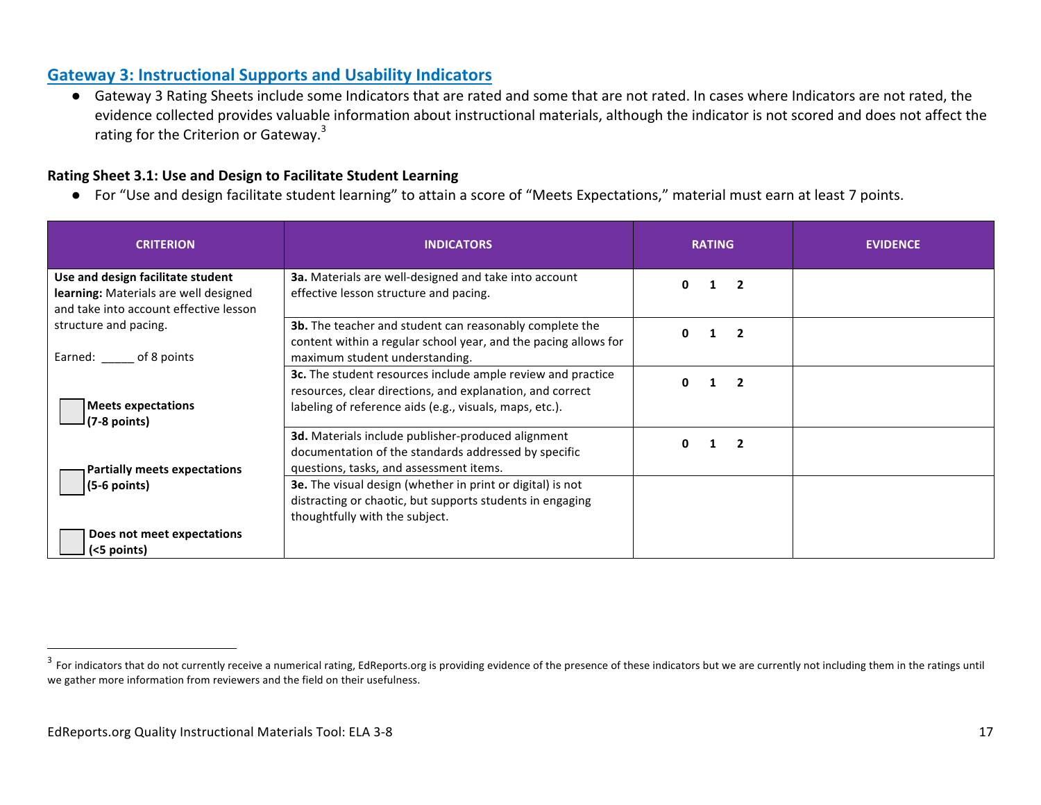## Gateway 3: Instructional Supports and Usability Indicators

- Gateway 3 Rating Sheets include some Indicators that are rated and some that are not rated. In cases where Indicators are not rated, the evidence collected provides valuable information about instructional materials, although the indicator is not scored and does not affect the rating for the Criterion or Gateway.[3]

### Rating Sheet 3.1: Use and Design to Facilitate Student Learning

- For "Use and design facilitate student learning" to attain a score of "Meets Expectations," material must earn at least 7 points.

| CRITERION | INDICATORS | RATING | EVIDENCE |
|---|---|---|---|
| **Use and design facilitate student learning:** Materials are well designed and take into account effective lesson structure and pacing.<br><br>Earned: _____ of 8 points<br><br>☐ **Meets expectations (7-8 points)**<br><br>☐ **Partially meets expectations (5-6 points)**<br><br>☐ **Does not meet expectations (<5 points)** | **3a.** Materials are well-designed and take into account effective lesson structure and pacing. | **0 1 2** | |
| | **3b.** The teacher and student can reasonably complete the content within a regular school year, and the pacing allows for maximum student understanding. | **0 1 2** | |
| | **3c.** The student resources include ample review and practice resources, clear directions, and explanation, and correct labeling of reference aids (e.g., visuals, maps, etc.). | **0 1 2** | |
| | **3d.** Materials include publisher-produced alignment documentation of the standards addressed by specific questions, tasks, and assessment items. | **0 1 2** | |
| | **3e.** The visual design (whether in print or digital) is not distracting or chaotic, but supports students in engaging thoughtfully with the subject. | | |

[3] For indicators that do not currently receive a numerical rating, EdReports.org is providing evidence of the presence of these indicators but we are currently not including them in the ratings until we gather more information from reviewers and the field on their usefulness.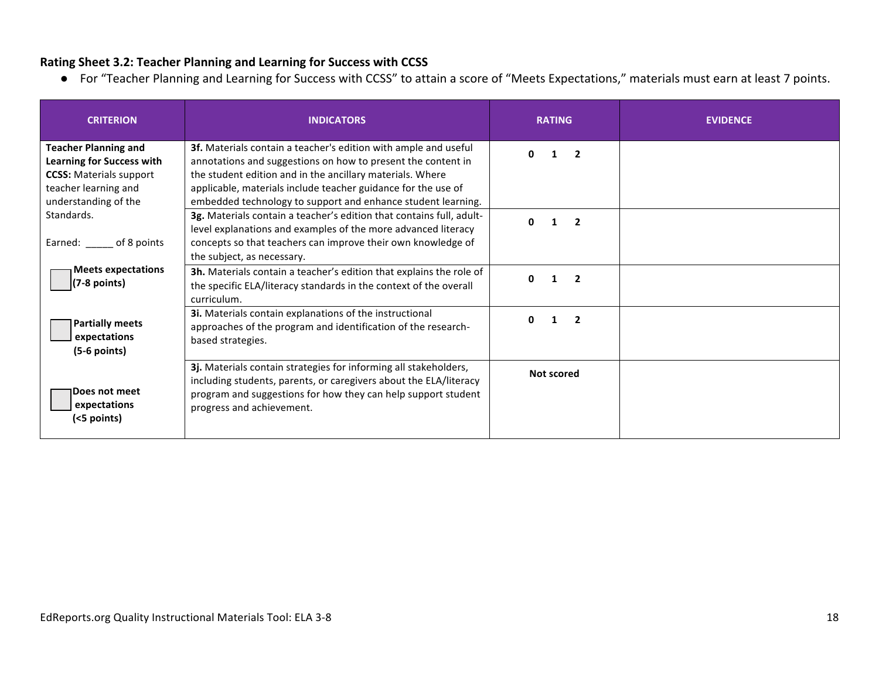### Rating Sheet 3.2: Teacher Planning and Learning for Success with CCSS

- For "Teacher Planning and Learning for Success with CCSS" to attain a score of "Meets Expectations," materials must earn at least 7 points.

| CRITERION | INDICATORS | RATING | EVIDENCE |
|---|---|---|---|
| **Teacher Planning and Learning for Success with CCSS:** Materials support teacher learning and understanding of the Standards.<br><br>Earned: _____ of 8 points<br><br>☐ **Meets expectations (7-8 points)**<br><br>☐ **Partially meets expectations (5-6 points)**<br><br>☐ **Does not meet expectations (<5 points)** | **3f.** Materials contain a teacher's edition with ample and useful annotations and suggestions on how to present the content in the student edition and in the ancillary materials. Where applicable, materials include teacher guidance for the use of embedded technology to support and enhance student learning. | **0 1 2** | |
| | **3g.** Materials contain a teacher's edition that contains full, adult-level explanations and examples of the more advanced literacy concepts so that teachers can improve their own knowledge of the subject, as necessary. | **0 1 2** | |
| | **3h.** Materials contain a teacher's edition that explains the role of the specific ELA/literacy standards in the context of the overall curriculum. | **0 1 2** | |
| | **3i.** Materials contain explanations of the instructional approaches of the program and identification of the research-based strategies. | **0 1 2** | |
| | **3j.** Materials contain strategies for informing all stakeholders, including students, parents, or caregivers about the ELA/literacy program and suggestions for how they can help support student progress and achievement. | **Not scored** | |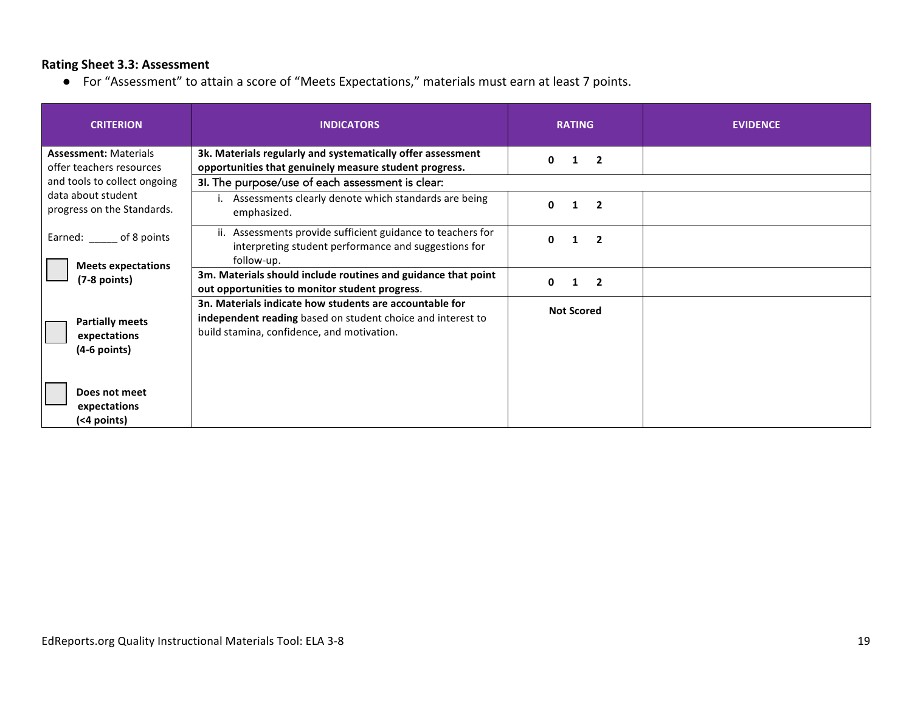### Rating Sheet 3.3: Assessment

- For "Assessment" to attain a score of "Meets Expectations," materials must earn at least 7 points.

| CRITERION | INDICATORS | RATING | EVIDENCE |
|---|---|---|---|
| **Assessment:** Materials offer teachers resources and tools to collect ongoing data about student progress on the Standards.<br><br>Earned: _____ of 8 points<br><br>☐ **Meets expectations (7-8 points)**<br><br>☐ **Partially meets expectations (4-6 points)**<br><br>☐ **Does not meet expectations (<4 points)** | **3k. Materials regularly and systematically offer assessment opportunities that genuinely measure student progress.** | **0 1 2** | |
| | 3l. The purpose/use of each assessment is clear: | | |
| | i. Assessments clearly denote which standards are being emphasized. | **0 1 2** | |
| | ii. Assessments provide sufficient guidance to teachers for interpreting student performance and suggestions for follow-up. | **0 1 2** | |
| | **3m. Materials should include routines and guidance that point out opportunities to monitor student progress**. | **0 1 2** | |
| | **3n. Materials indicate how students are accountable for independent reading** based on student choice and interest to build stamina, confidence, and motivation. | **Not Scored** | |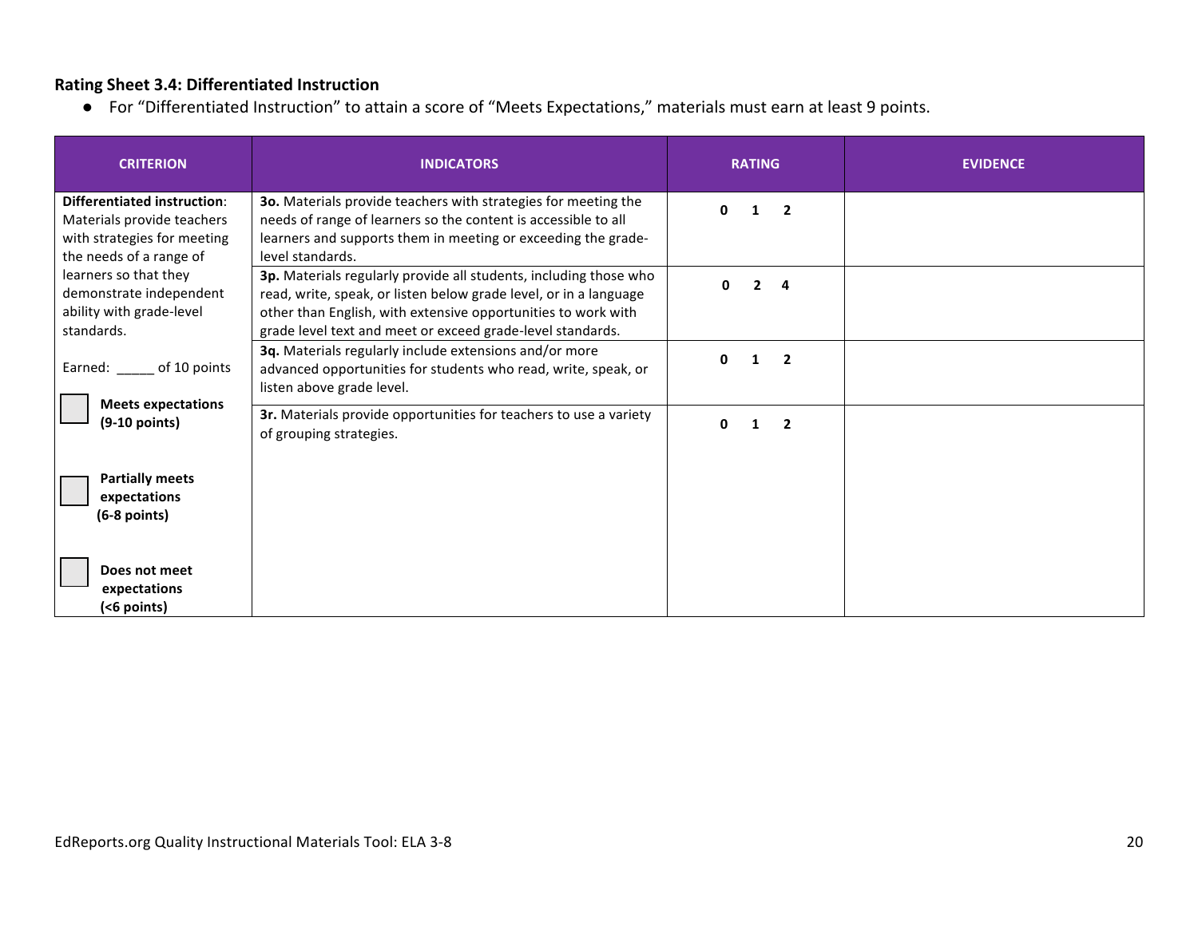### Rating Sheet 3.4: Differentiated Instruction

- For "Differentiated Instruction" to attain a score of "Meets Expectations," materials must earn at least 9 points.

| CRITERION | INDICATORS | RATING | EVIDENCE |
|---|---|---|---|
| **Differentiated instruction**: Materials provide teachers with strategies for meeting the needs of a range of learners so that they demonstrate independent ability with grade-level standards.<br><br>Earned: _____ of 10 points<br><br>☐ **Meets expectations (9-10 points)**<br><br>☐ **Partially meets expectations (6-8 points)**<br><br>☐ **Does not meet expectations (<6 points)** | **3o.** Materials provide teachers with strategies for meeting the needs of range of learners so the content is accessible to all learners and supports them in meeting or exceeding the grade-level standards. | **0 1 2** | |
| | **3p.** Materials regularly provide all students, including those who read, write, speak, or listen below grade level, or in a language other than English, with extensive opportunities to work with grade level text and meet or exceed grade-level standards. | **0 2 4** | |
| | **3q.** Materials regularly include extensions and/or more advanced opportunities for students who read, write, speak, or listen above grade level. | **0 1 2** | |
| | **3r.** Materials provide opportunities for teachers to use a variety of grouping strategies. | **0 1 2** | |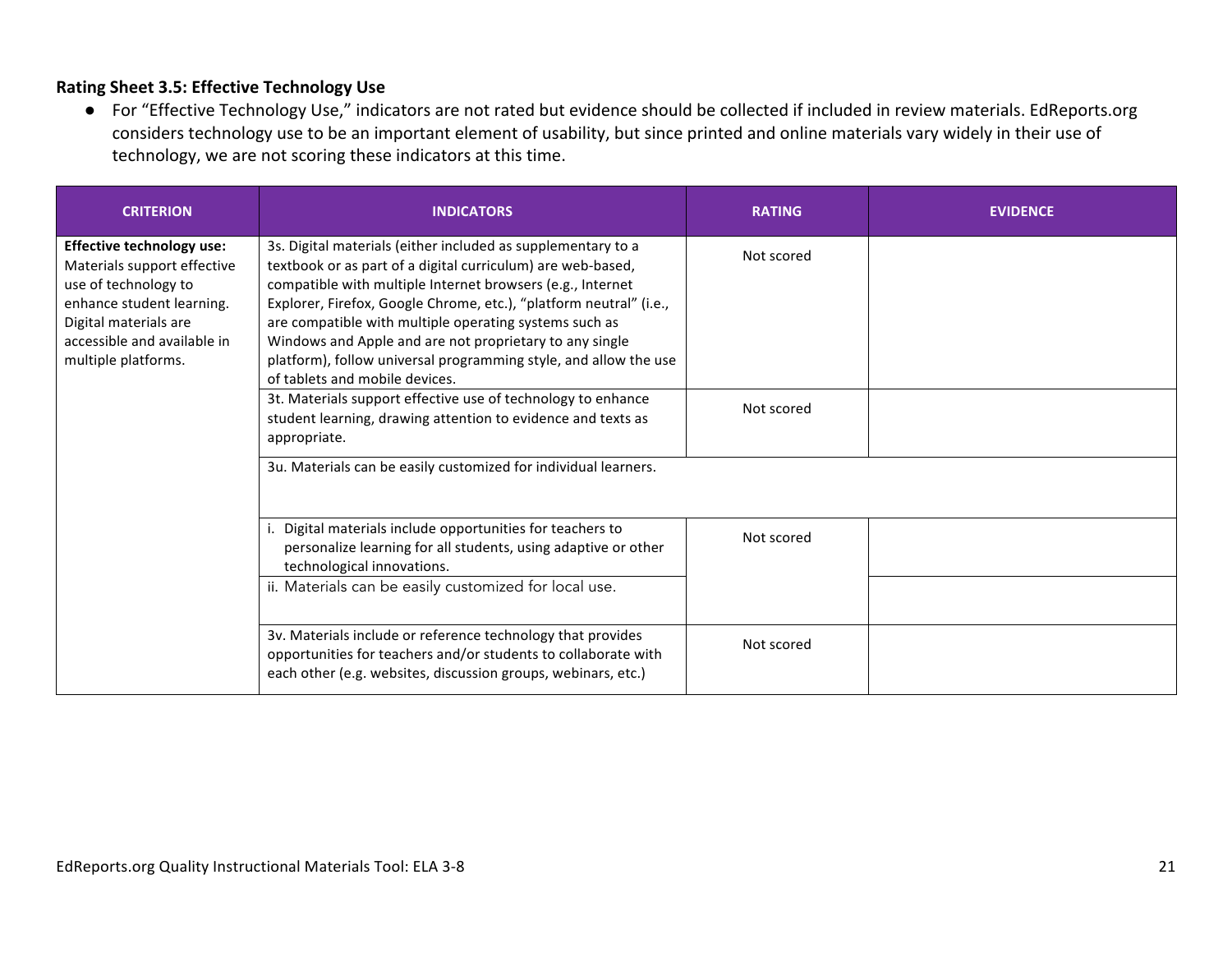**Rating Sheet 3.5: Effective Technology Use**

- For "Effective Technology Use," indicators are not rated but evidence should be collected if included in review materials. EdReports.org considers technology use to be an important element of usability, but since printed and online materials vary widely in their use of technology, we are not scoring these indicators at this time.

| CRITERION | INDICATORS | RATING | EVIDENCE |
|---|---|---|---|
| **Effective technology use:** Materials support effective use of technology to enhance student learning. Digital materials are accessible and available in multiple platforms. | 3s. Digital materials (either included as supplementary to a textbook or as part of a digital curriculum) are web-based, compatible with multiple Internet browsers (e.g., Internet Explorer, Firefox, Google Chrome, etc.), "platform neutral" (i.e., are compatible with multiple operating systems such as Windows and Apple and are not proprietary to any single platform), follow universal programming style, and allow the use of tablets and mobile devices. | Not scored | |
| | 3t. Materials support effective use of technology to enhance student learning, drawing attention to evidence and texts as appropriate. | Not scored | |
| | 3u. Materials can be easily customized for individual learners. | | |
| | i. Digital materials include opportunities for teachers to personalize learning for all students, using adaptive or other technological innovations. | Not scored | |
| | ii. Materials can be easily customized for local use. | | |
| | 3v. Materials include or reference technology that provides opportunities for teachers and/or students to collaborate with each other (e.g. websites, discussion groups, webinars, etc.) | Not scored | |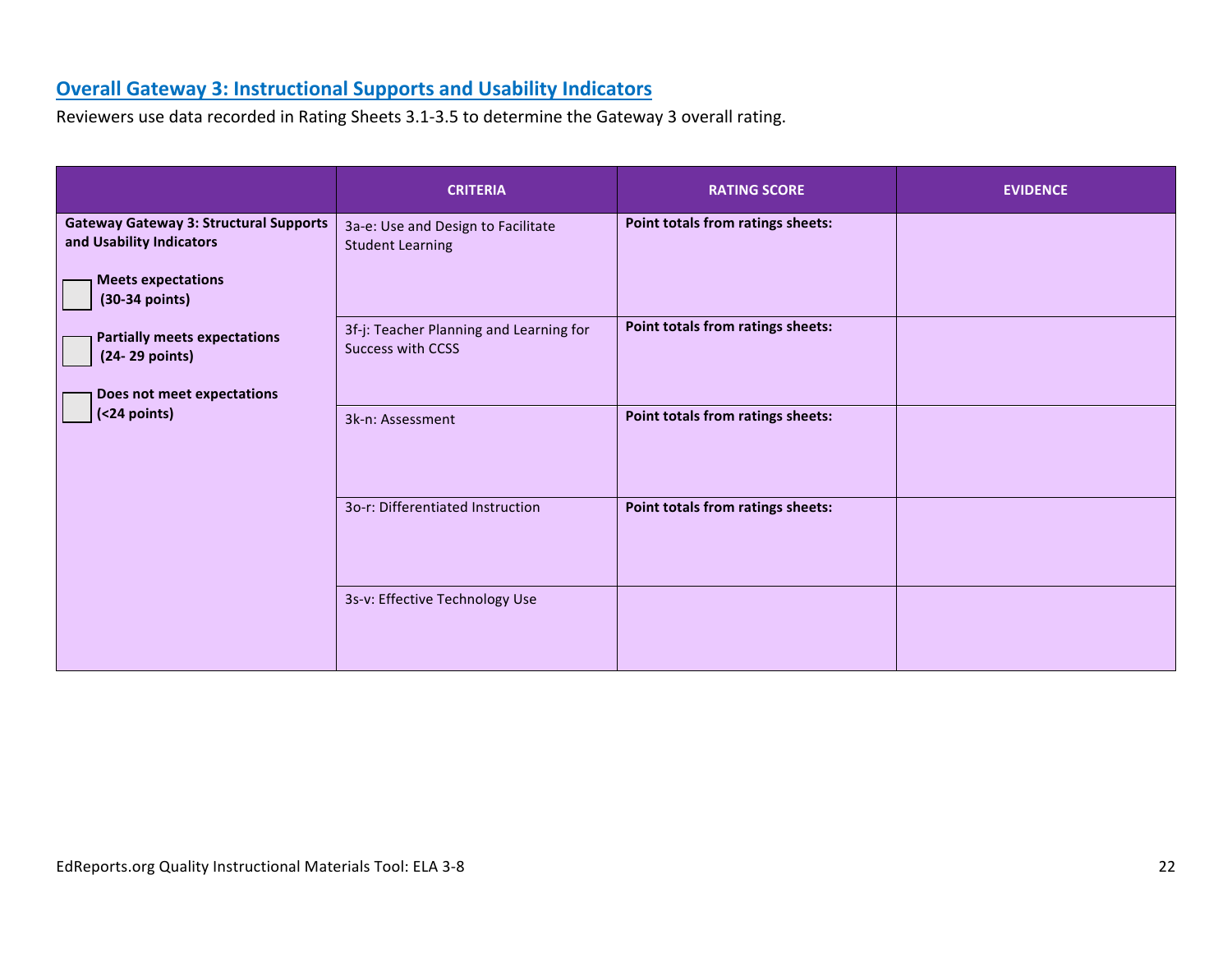## Overall Gateway 3: Instructional Supports and Usability Indicators

Reviewers use data recorded in Rating Sheets 3.1-3.5 to determine the Gateway 3 overall rating.

| | CRITERIA | RATING SCORE | EVIDENCE |
|---|---|---|---|
| **Gateway Gateway 3: Structural Supports and Usability Indicators**<br><br>☐ **Meets expectations (30-34 points)**<br><br>☐ **Partially meets expectations (24- 29 points)**<br><br>☐ **Does not meet expectations (<24 points)** | 3a-e: Use and Design to Facilitate Student Learning | **Point totals from ratings sheets:** | |
| | 3f-j: Teacher Planning and Learning for Success with CCSS | **Point totals from ratings sheets:** | |
| | 3k-n: Assessment | **Point totals from ratings sheets:** | |
| | 3o-r: Differentiated Instruction | **Point totals from ratings sheets:** | |
| | 3s-v: Effective Technology Use | | |

EdReports.org Quality Instructional Materials Tool: ELA 3-8